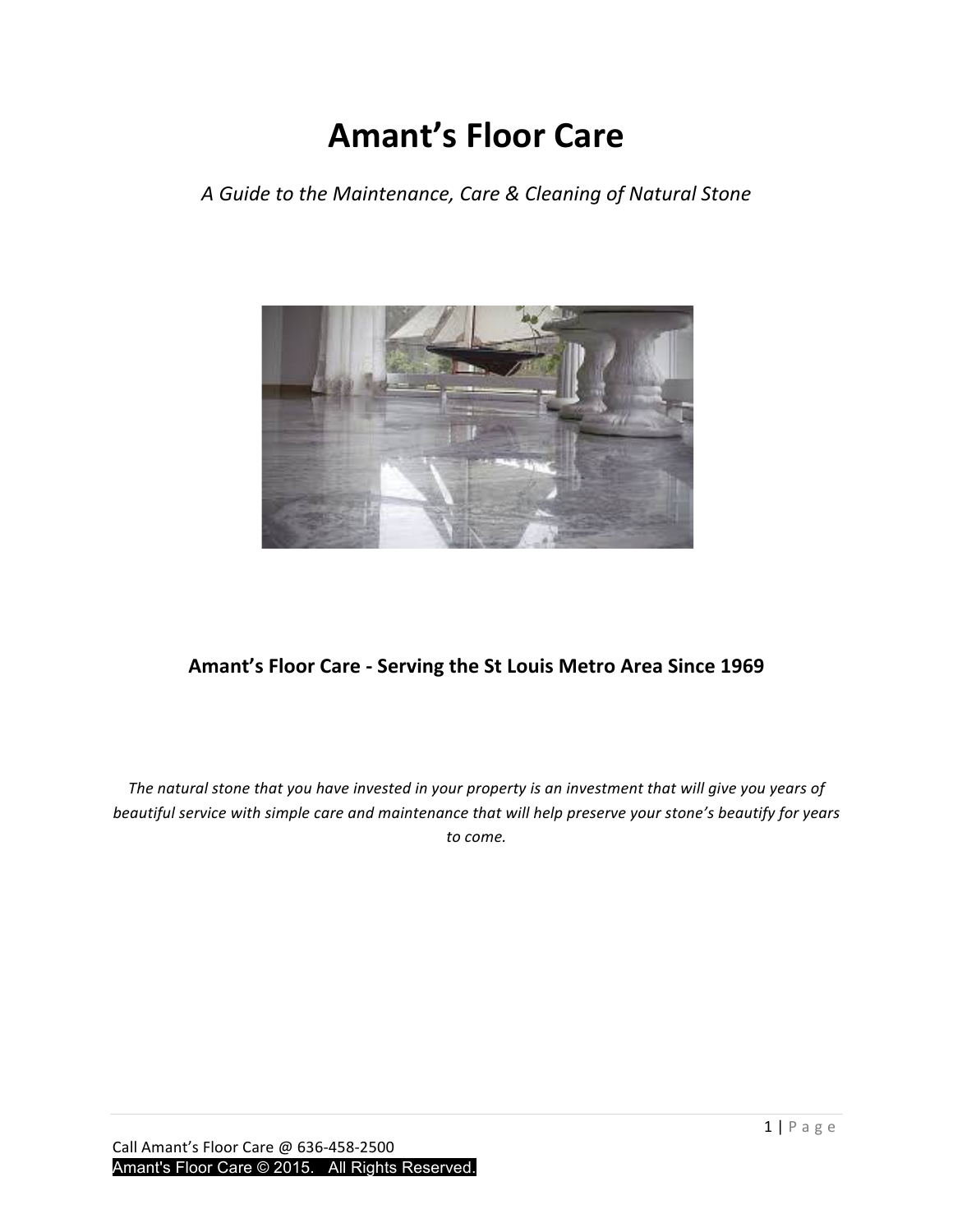# Amant's Floor Care

*A Guide to the Maintenance, Care & Cleaning of Natural Stone*

**Amant's Floor Care - Serving the St Louis Metro Area Since 1969**

*The natural stone that you have invested in your property is an investment that will give you years of beautiful service with simple care and maintenance that will help preserve your stone's beautify for years to come.*

Call Amant's Floor Care @ 636-458-2500

Amant's Floor Care © 2015. All Rights Reserved.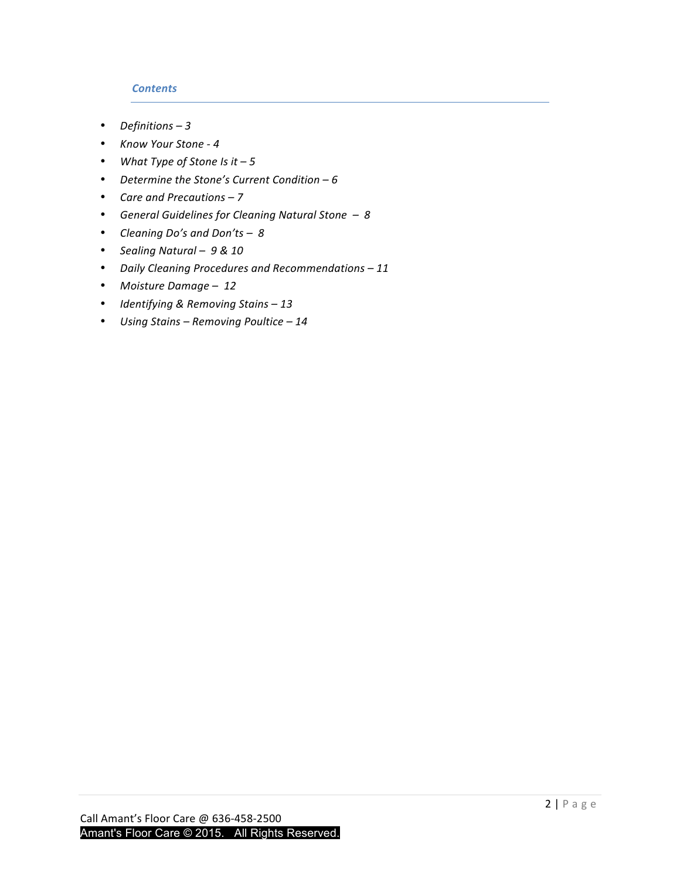## *Contents*

- *Definitions – 3*
- *Know Your Stone - 4*
- *What Type of Stone Is it – 5*
- *Determine the Stone's Current Condition – 6*
- *Care and Precautions – 7*
- *General Guidelines for Cleaning Natural Stone – 8*
- *Cleaning Do's and Don'ts – 8*
- *Sealing Natural – 9 & 10*
- *Daily Cleaning Procedures and Recommendations – 11*
- *Moisture Damage – 12*
- *Identifying & Removing Stains – 13*
- *Using Stains – Removing Poultice – 14*

Call Amant's Floor Care @ 636-458-2500
Amant's Floor Care © 2015. All Rights Reserved.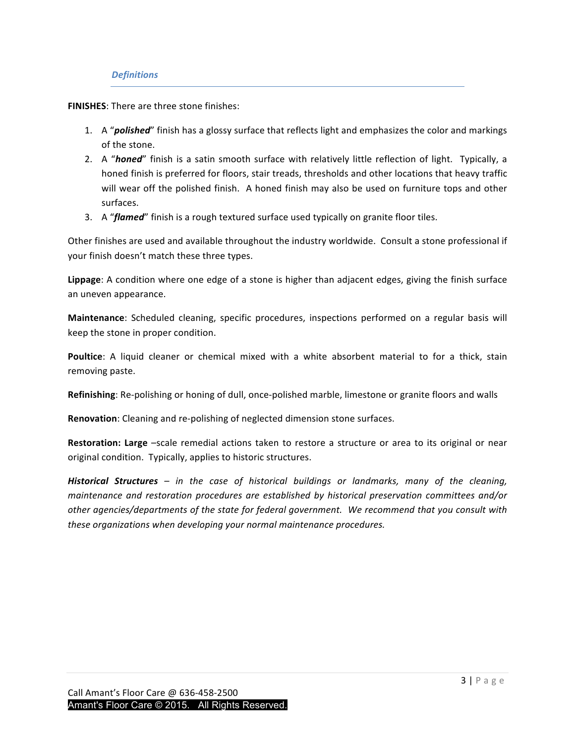## *Definitions*

**FINISHES**: There are three stone finishes:

1. A "***polished***" finish has a glossy surface that reflects light and emphasizes the color and markings of the stone.
2. A "***honed***" finish is a satin smooth surface with relatively little reflection of light. Typically, a honed finish is preferred for floors, stair treads, thresholds and other locations that heavy traffic will wear off the polished finish. A honed finish may also be used on furniture tops and other surfaces.
3. A "***flamed***" finish is a rough textured surface used typically on granite floor tiles.

Other finishes are used and available throughout the industry worldwide. Consult a stone professional if your finish doesn't match these three types.

**Lippage**: A condition where one edge of a stone is higher than adjacent edges, giving the finish surface an uneven appearance.

**Maintenance**: Scheduled cleaning, specific procedures, inspections performed on a regular basis will keep the stone in proper condition.

**Poultice**: A liquid cleaner or chemical mixed with a white absorbent material to for a thick, stain removing paste.

**Refinishing**: Re-polishing or honing of dull, once-polished marble, limestone or granite floors and walls

**Renovation**: Cleaning and re-polishing of neglected dimension stone surfaces.

**Restoration: Large** –scale remedial actions taken to restore a structure or area to its original or near original condition. Typically, applies to historic structures.

***Historical Structures*** *– in the case of historical buildings or landmarks, many of the cleaning, maintenance and restoration procedures are established by historical preservation committees and/or other agencies/departments of the state for federal government. We recommend that you consult with these organizations when developing your normal maintenance procedures.*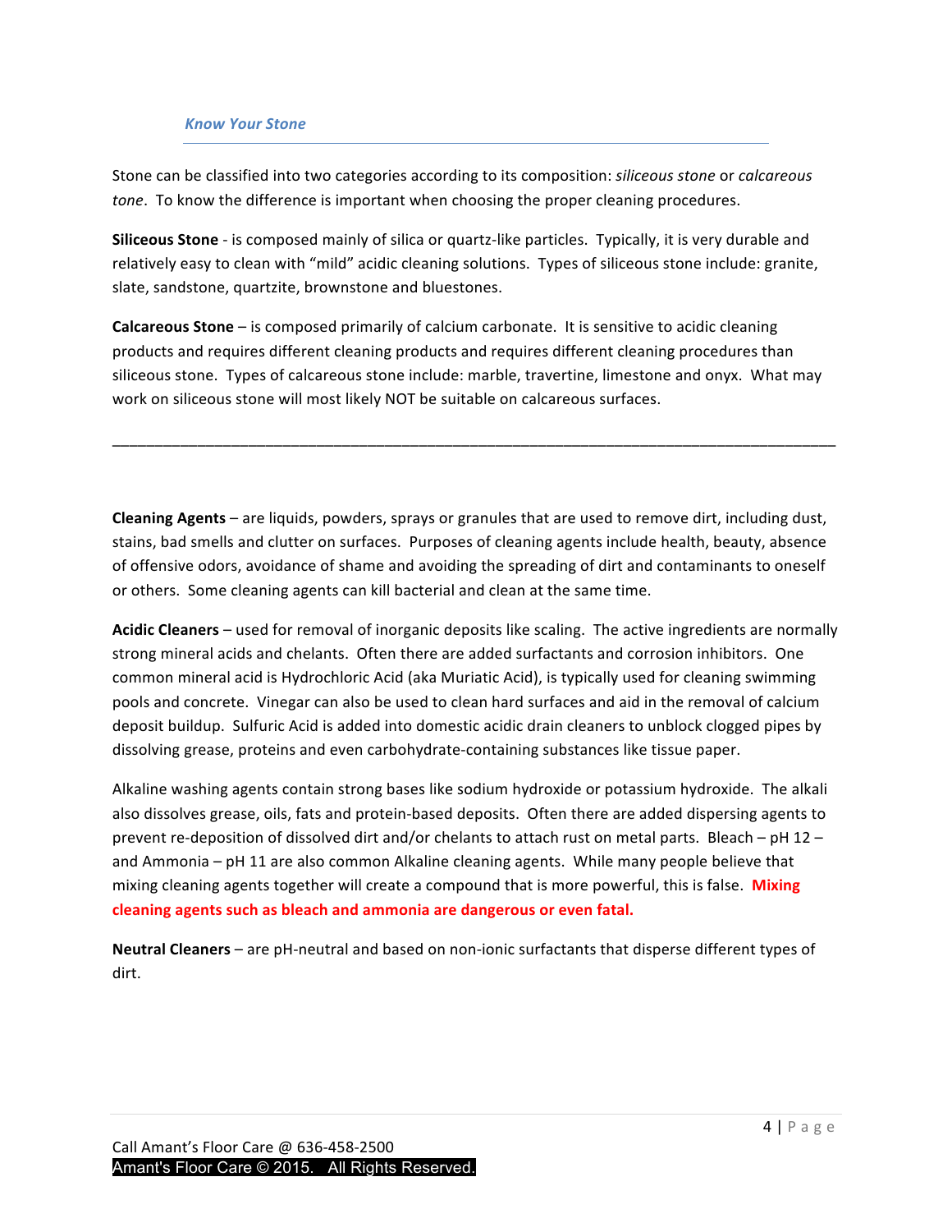### *Know Your Stone*

Stone can be classified into two categories according to its composition: *siliceous stone* or *calcareous tone*. To know the difference is important when choosing the proper cleaning procedures.

**Siliceous Stone** - is composed mainly of silica or quartz-like particles. Typically, it is very durable and relatively easy to clean with "mild" acidic cleaning solutions. Types of siliceous stone include: granite, slate, sandstone, quartzite, brownstone and bluestones.

**Calcareous Stone** – is composed primarily of calcium carbonate. It is sensitive to acidic cleaning products and requires different cleaning products and requires different cleaning procedures than siliceous stone. Types of calcareous stone include: marble, travertine, limestone and onyx. What may work on siliceous stone will most likely NOT be suitable on calcareous surfaces.

---

**Cleaning Agents** – are liquids, powders, sprays or granules that are used to remove dirt, including dust, stains, bad smells and clutter on surfaces. Purposes of cleaning agents include health, beauty, absence of offensive odors, avoidance of shame and avoiding the spreading of dirt and contaminants to oneself or others. Some cleaning agents can kill bacterial and clean at the same time.

**Acidic Cleaners** – used for removal of inorganic deposits like scaling. The active ingredients are normally strong mineral acids and chelants. Often there are added surfactants and corrosion inhibitors. One common mineral acid is Hydrochloric Acid (aka Muriatic Acid), is typically used for cleaning swimming pools and concrete. Vinegar can also be used to clean hard surfaces and aid in the removal of calcium deposit buildup. Sulfuric Acid is added into domestic acidic drain cleaners to unblock clogged pipes by dissolving grease, proteins and even carbohydrate-containing substances like tissue paper.

Alkaline washing agents contain strong bases like sodium hydroxide or potassium hydroxide. The alkali also dissolves grease, oils, fats and protein-based deposits. Often there are added dispersing agents to prevent re-deposition of dissolved dirt and/or chelants to attach rust on metal parts. Bleach – pH 12 – and Ammonia – pH 11 are also common Alkaline cleaning agents. While many people believe that mixing cleaning agents together will create a compound that is more powerful, this is false. **Mixing cleaning agents such as bleach and ammonia are dangerous or even fatal.**

**Neutral Cleaners** – are pH-neutral and based on non-ionic surfactants that disperse different types of dirt.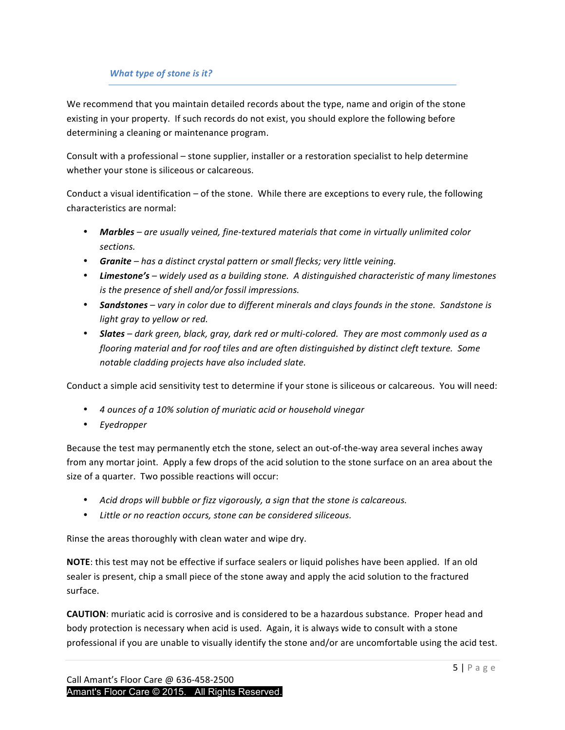### *What type of stone is it?*

We recommend that you maintain detailed records about the type, name and origin of the stone existing in your property. If such records do not exist, you should explore the following before determining a cleaning or maintenance program.

Consult with a professional – stone supplier, installer or a restoration specialist to help determine whether your stone is siliceous or calcareous.

Conduct a visual identification – of the stone. While there are exceptions to every rule, the following characteristics are normal:

- ***Marbles*** *– are usually veined, fine-textured materials that come in virtually unlimited color sections.*
- ***Granite*** *– has a distinct crystal pattern or small flecks; very little veining.*
- ***Limestone's*** *– widely used as a building stone. A distinguished characteristic of many limestones is the presence of shell and/or fossil impressions.*
- ***Sandstones*** *– vary in color due to different minerals and clays founds in the stone. Sandstone is light gray to yellow or red.*
- ***Slates*** *– dark green, black, gray, dark red or multi-colored. They are most commonly used as a flooring material and for roof tiles and are often distinguished by distinct cleft texture. Some notable cladding projects have also included slate.*

Conduct a simple acid sensitivity test to determine if your stone is siliceous or calcareous. You will need:

- *4 ounces of a 10% solution of muriatic acid or household vinegar*
- *Eyedropper*

Because the test may permanently etch the stone, select an out-of-the-way area several inches away from any mortar joint. Apply a few drops of the acid solution to the stone surface on an area about the size of a quarter. Two possible reactions will occur:

- *Acid drops will bubble or fizz vigorously, a sign that the stone is calcareous.*
- *Little or no reaction occurs, stone can be considered siliceous.*

Rinse the areas thoroughly with clean water and wipe dry.

**NOTE**: this test may not be effective if surface sealers or liquid polishes have been applied. If an old sealer is present, chip a small piece of the stone away and apply the acid solution to the fractured surface.

**CAUTION**: muriatic acid is corrosive and is considered to be a hazardous substance. Proper head and body protection is necessary when acid is used. Again, it is always wide to consult with a stone professional if you are unable to visually identify the stone and/or are uncomfortable using the acid test.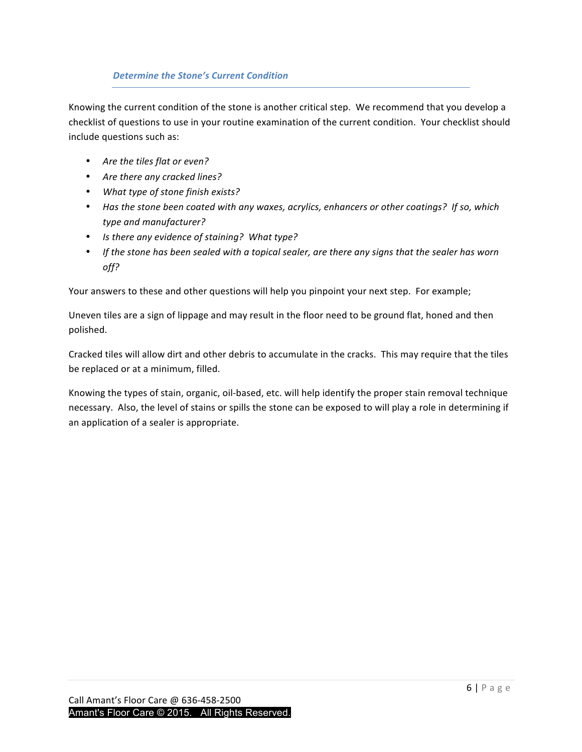### *Determine the Stone's Current Condition*

Knowing the current condition of the stone is another critical step. We recommend that you develop a checklist of questions to use in your routine examination of the current condition. Your checklist should include questions such as:

- *Are the tiles flat or even?*
- *Are there any cracked lines?*
- *What type of stone finish exists?*
- *Has the stone been coated with any waxes, acrylics, enhancers or other coatings? If so, which type and manufacturer?*
- *Is there any evidence of staining? What type?*
- *If the stone has been sealed with a topical sealer, are there any signs that the sealer has worn off?*

Your answers to these and other questions will help you pinpoint your next step. For example;

Uneven tiles are a sign of lippage and may result in the floor need to be ground flat, honed and then polished.

Cracked tiles will allow dirt and other debris to accumulate in the cracks. This may require that the tiles be replaced or at a minimum, filled.

Knowing the types of stain, organic, oil-based, etc. will help identify the proper stain removal technique necessary. Also, the level of stains or spills the stone can be exposed to will play a role in determining if an application of a sealer is appropriate.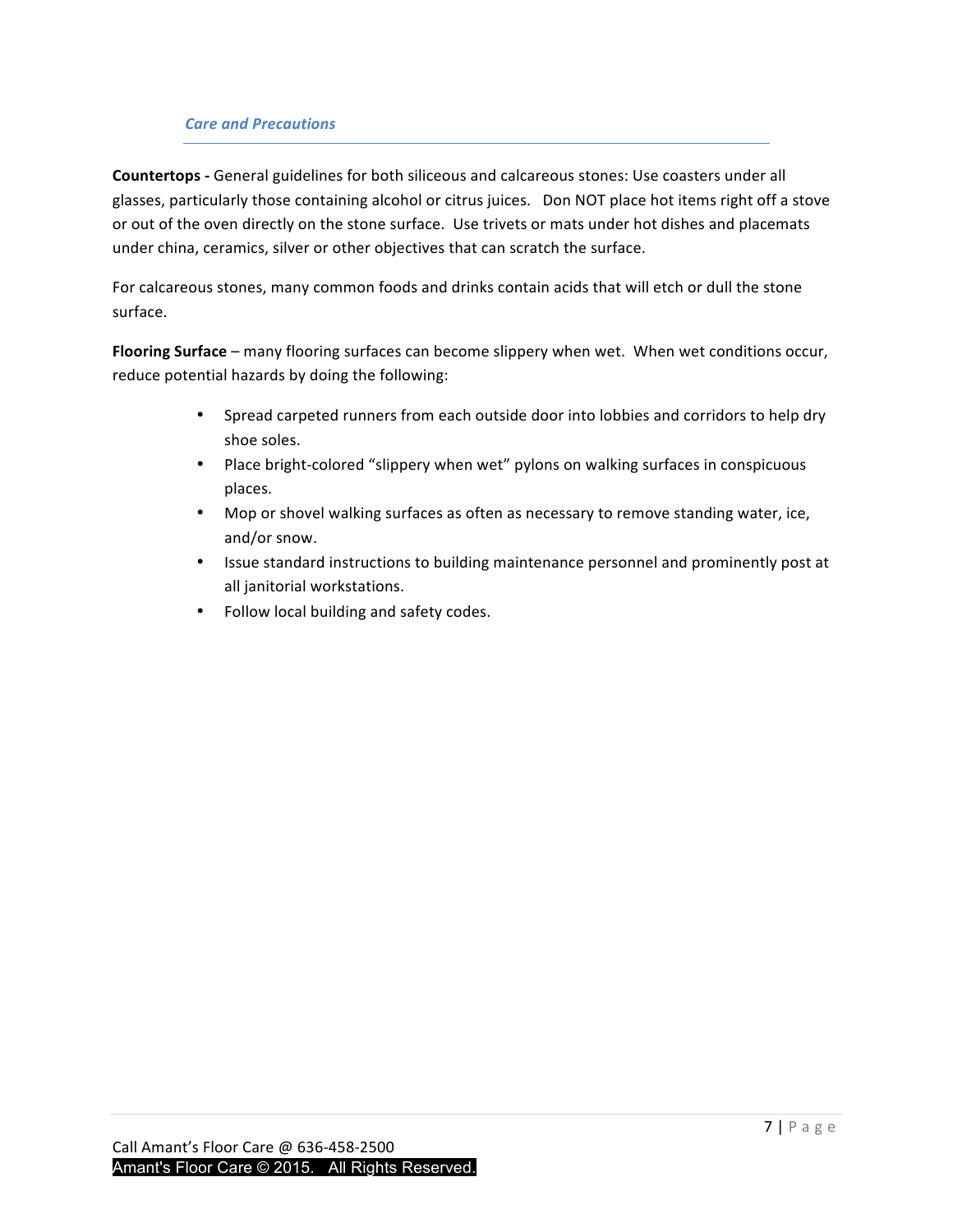## *Care and Precautions*

**Countertops -** General guidelines for both siliceous and calcareous stones: Use coasters under all glasses, particularly those containing alcohol or citrus juices. Don NOT place hot items right off a stove or out of the oven directly on the stone surface. Use trivets or mats under hot dishes and placemats under china, ceramics, silver or other objectives that can scratch the surface.

For calcareous stones, many common foods and drinks contain acids that will etch or dull the stone surface.

**Flooring Surface** – many flooring surfaces can become slippery when wet. When wet conditions occur, reduce potential hazards by doing the following:

- Spread carpeted runners from each outside door into lobbies and corridors to help dry shoe soles.
- Place bright-colored "slippery when wet" pylons on walking surfaces in conspicuous places.
- Mop or shovel walking surfaces as often as necessary to remove standing water, ice, and/or snow.
- Issue standard instructions to building maintenance personnel and prominently post at all janitorial workstations.
- Follow local building and safety codes.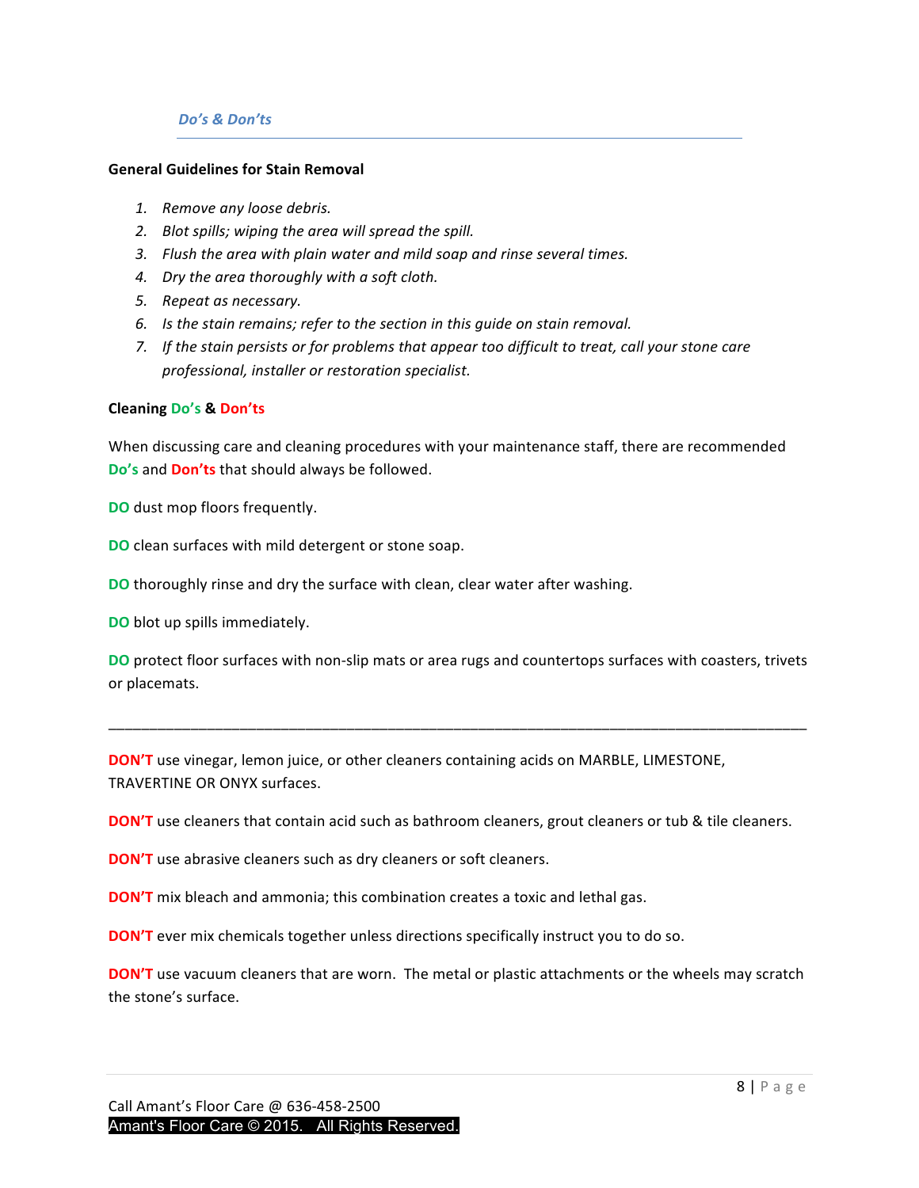## *Do's & Don'ts*

**General Guidelines for Stain Removal**

1. *Remove any loose debris.*
2. *Blot spills; wiping the area will spread the spill.*
3. *Flush the area with plain water and mild soap and rinse several times.*
4. *Dry the area thoroughly with a soft cloth.*
5. *Repeat as necessary.*
6. *Is the stain remains; refer to the section in this guide on stain removal.*
7. *If the stain persists or for problems that appear too difficult to treat, call your stone care professional, installer or restoration specialist.*

**Cleaning Do's & Don'ts**

When discussing care and cleaning procedures with your maintenance staff, there are recommended **Do's** and **Don'ts** that should always be followed.

**DO** dust mop floors frequently.

**DO** clean surfaces with mild detergent or stone soap.

**DO** thoroughly rinse and dry the surface with clean, clear water after washing.

**DO** blot up spills immediately.

**DO** protect floor surfaces with non-slip mats or area rugs and countertops surfaces with coasters, trivets or placemats.

---

**DON'T** use vinegar, lemon juice, or other cleaners containing acids on MARBLE, LIMESTONE, TRAVERTINE OR ONYX surfaces.

**DON'T** use cleaners that contain acid such as bathroom cleaners, grout cleaners or tub & tile cleaners.

**DON'T** use abrasive cleaners such as dry cleaners or soft cleaners.

**DON'T** mix bleach and ammonia; this combination creates a toxic and lethal gas.

**DON'T** ever mix chemicals together unless directions specifically instruct you to do so.

**DON'T** use vacuum cleaners that are worn. The metal or plastic attachments or the wheels may scratch the stone's surface.

Call Amant's Floor Care @ 636-458-2500

Amant's Floor Care © 2015. All Rights Reserved.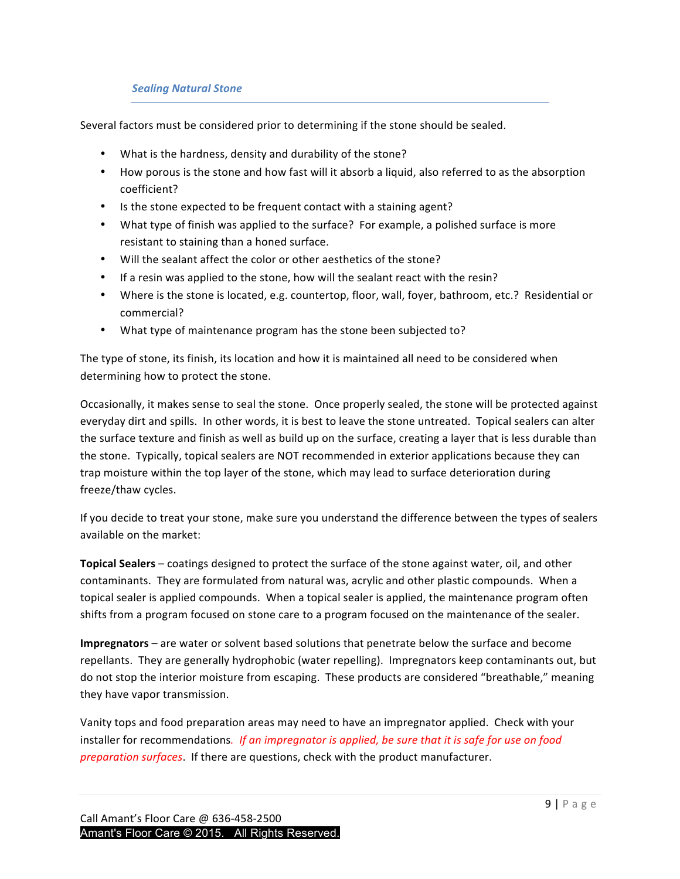### *Sealing Natural Stone*

Several factors must be considered prior to determining if the stone should be sealed.

- What is the hardness, density and durability of the stone?
- How porous is the stone and how fast will it absorb a liquid, also referred to as the absorption coefficient?
- Is the stone expected to be frequent contact with a staining agent?
- What type of finish was applied to the surface? For example, a polished surface is more resistant to staining than a honed surface.
- Will the sealant affect the color or other aesthetics of the stone?
- If a resin was applied to the stone, how will the sealant react with the resin?
- Where is the stone is located, e.g. countertop, floor, wall, foyer, bathroom, etc.? Residential or commercial?
- What type of maintenance program has the stone been subjected to?

The type of stone, its finish, its location and how it is maintained all need to be considered when determining how to protect the stone.

Occasionally, it makes sense to seal the stone. Once properly sealed, the stone will be protected against everyday dirt and spills. In other words, it is best to leave the stone untreated. Topical sealers can alter the surface texture and finish as well as build up on the surface, creating a layer that is less durable than the stone. Typically, topical sealers are NOT recommended in exterior applications because they can trap moisture within the top layer of the stone, which may lead to surface deterioration during freeze/thaw cycles.

If you decide to treat your stone, make sure you understand the difference between the types of sealers available on the market:

**Topical Sealers** – coatings designed to protect the surface of the stone against water, oil, and other contaminants. They are formulated from natural was, acrylic and other plastic compounds. When a topical sealer is applied compounds. When a topical sealer is applied, the maintenance program often shifts from a program focused on stone care to a program focused on the maintenance of the sealer.

**Impregnators** – are water or solvent based solutions that penetrate below the surface and become repellants. They are generally hydrophobic (water repelling). Impregnators keep contaminants out, but do not stop the interior moisture from escaping. These products are considered "breathable," meaning they have vapor transmission.

Vanity tops and food preparation areas may need to have an impregnator applied. Check with your installer for recommendations. *If an impregnator is applied, be sure that it is safe for use on food preparation surfaces*. If there are questions, check with the product manufacturer.

Call Amant's Floor Care @ 636-458-2500
Amant's Floor Care © 2015. All Rights Reserved.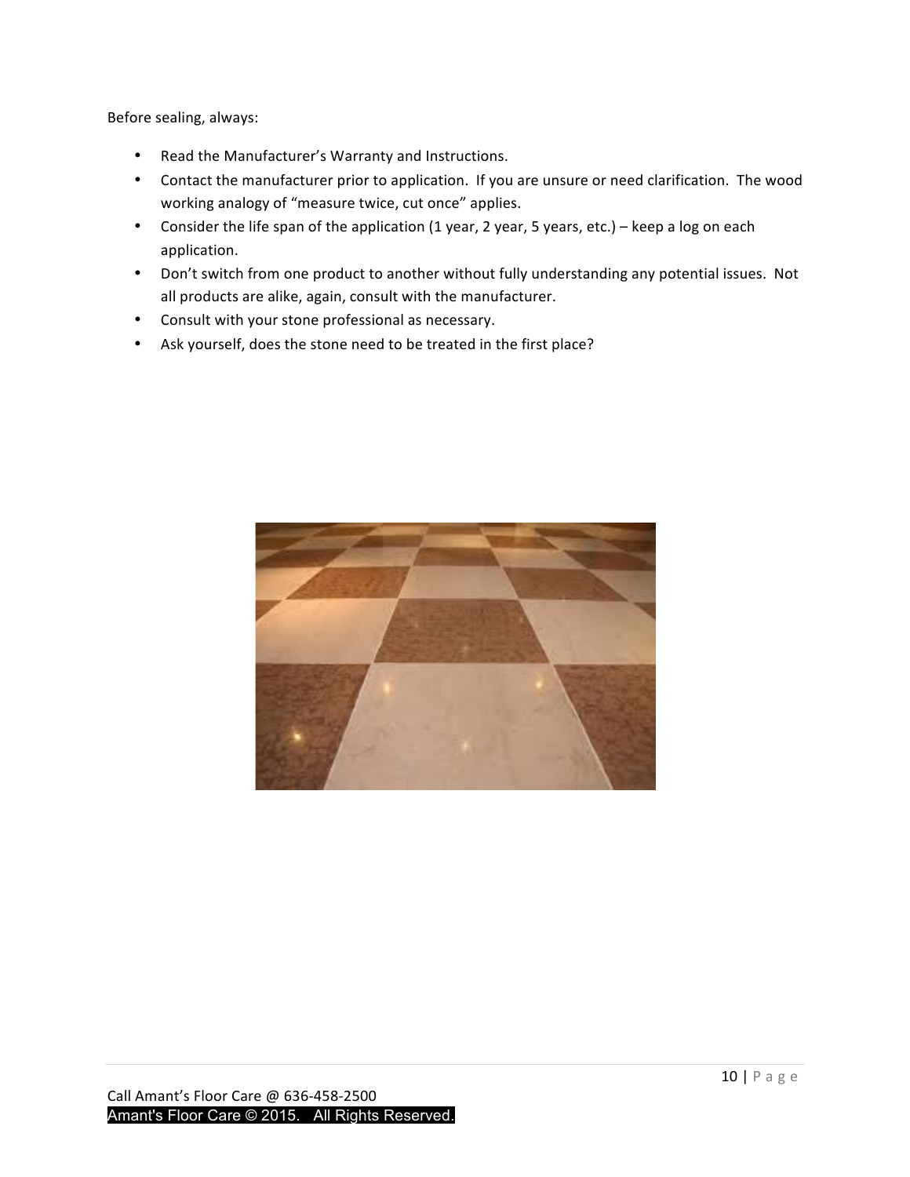Before sealing, always:

- Read the Manufacturer's Warranty and Instructions.
- Contact the manufacturer prior to application. If you are unsure or need clarification. The wood working analogy of "measure twice, cut once" applies.
- Consider the life span of the application (1 year, 2 year, 5 years, etc.) – keep a log on each application.
- Don't switch from one product to another without fully understanding any potential issues. Not all products are alike, again, consult with the manufacturer.
- Consult with your stone professional as necessary.
- Ask yourself, does the stone need to be treated in the first place?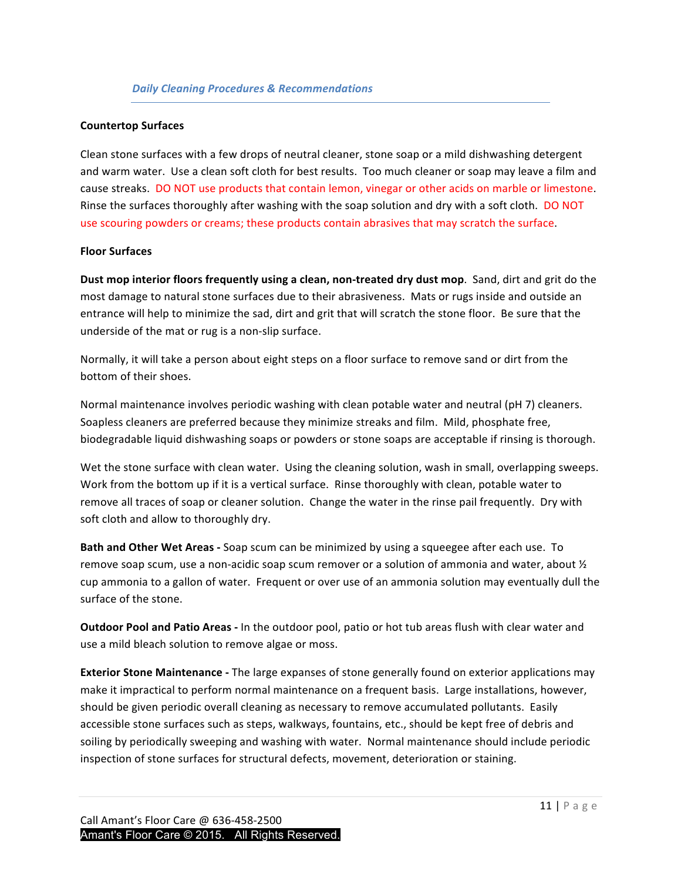*Daily Cleaning Procedures & Recommendations*

**Countertop Surfaces**

Clean stone surfaces with a few drops of neutral cleaner, stone soap or a mild dishwashing detergent and warm water. Use a clean soft cloth for best results. Too much cleaner or soap may leave a film and cause streaks. DO NOT use products that contain lemon, vinegar or other acids on marble or limestone. Rinse the surfaces thoroughly after washing with the soap solution and dry with a soft cloth. DO NOT use scouring powders or creams; these products contain abrasives that may scratch the surface.

**Floor Surfaces**

**Dust mop interior floors frequently using a clean, non-treated dry dust mop**. Sand, dirt and grit do the most damage to natural stone surfaces due to their abrasiveness. Mats or rugs inside and outside an entrance will help to minimize the sad, dirt and grit that will scratch the stone floor. Be sure that the underside of the mat or rug is a non-slip surface.

Normally, it will take a person about eight steps on a floor surface to remove sand or dirt from the bottom of their shoes.

Normal maintenance involves periodic washing with clean potable water and neutral (pH 7) cleaners. Soapless cleaners are preferred because they minimize streaks and film. Mild, phosphate free, biodegradable liquid dishwashing soaps or powders or stone soaps are acceptable if rinsing is thorough.

Wet the stone surface with clean water. Using the cleaning solution, wash in small, overlapping sweeps. Work from the bottom up if it is a vertical surface. Rinse thoroughly with clean, potable water to remove all traces of soap or cleaner solution. Change the water in the rinse pail frequently. Dry with soft cloth and allow to thoroughly dry.

**Bath and Other Wet Areas -** Soap scum can be minimized by using a squeegee after each use. To remove soap scum, use a non-acidic soap scum remover or a solution of ammonia and water, about ½ cup ammonia to a gallon of water. Frequent or over use of an ammonia solution may eventually dull the surface of the stone.

**Outdoor Pool and Patio Areas -** In the outdoor pool, patio or hot tub areas flush with clear water and use a mild bleach solution to remove algae or moss.

**Exterior Stone Maintenance -** The large expanses of stone generally found on exterior applications may make it impractical to perform normal maintenance on a frequent basis. Large installations, however, should be given periodic overall cleaning as necessary to remove accumulated pollutants. Easily accessible stone surfaces such as steps, walkways, fountains, etc., should be kept free of debris and soiling by periodically sweeping and washing with water. Normal maintenance should include periodic inspection of stone surfaces for structural defects, movement, deterioration or staining.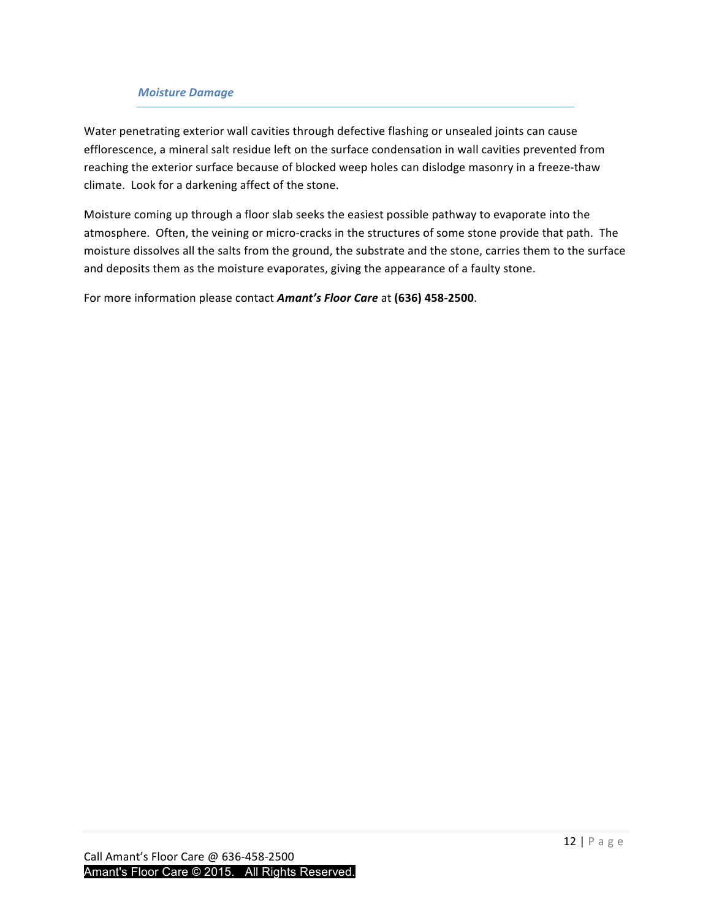### *Moisture Damage*

Water penetrating exterior wall cavities through defective flashing or unsealed joints can cause efflorescence, a mineral salt residue left on the surface condensation in wall cavities prevented from reaching the exterior surface because of blocked weep holes can dislodge masonry in a freeze-thaw climate. Look for a darkening affect of the stone.

Moisture coming up through a floor slab seeks the easiest possible pathway to evaporate into the atmosphere. Often, the veining or micro-cracks in the structures of some stone provide that path. The moisture dissolves all the salts from the ground, the substrate and the stone, carries them to the surface and deposits them as the moisture evaporates, giving the appearance of a faulty stone.

For more information please contact ***Amant's Floor Care*** at **(636) 458-2500**.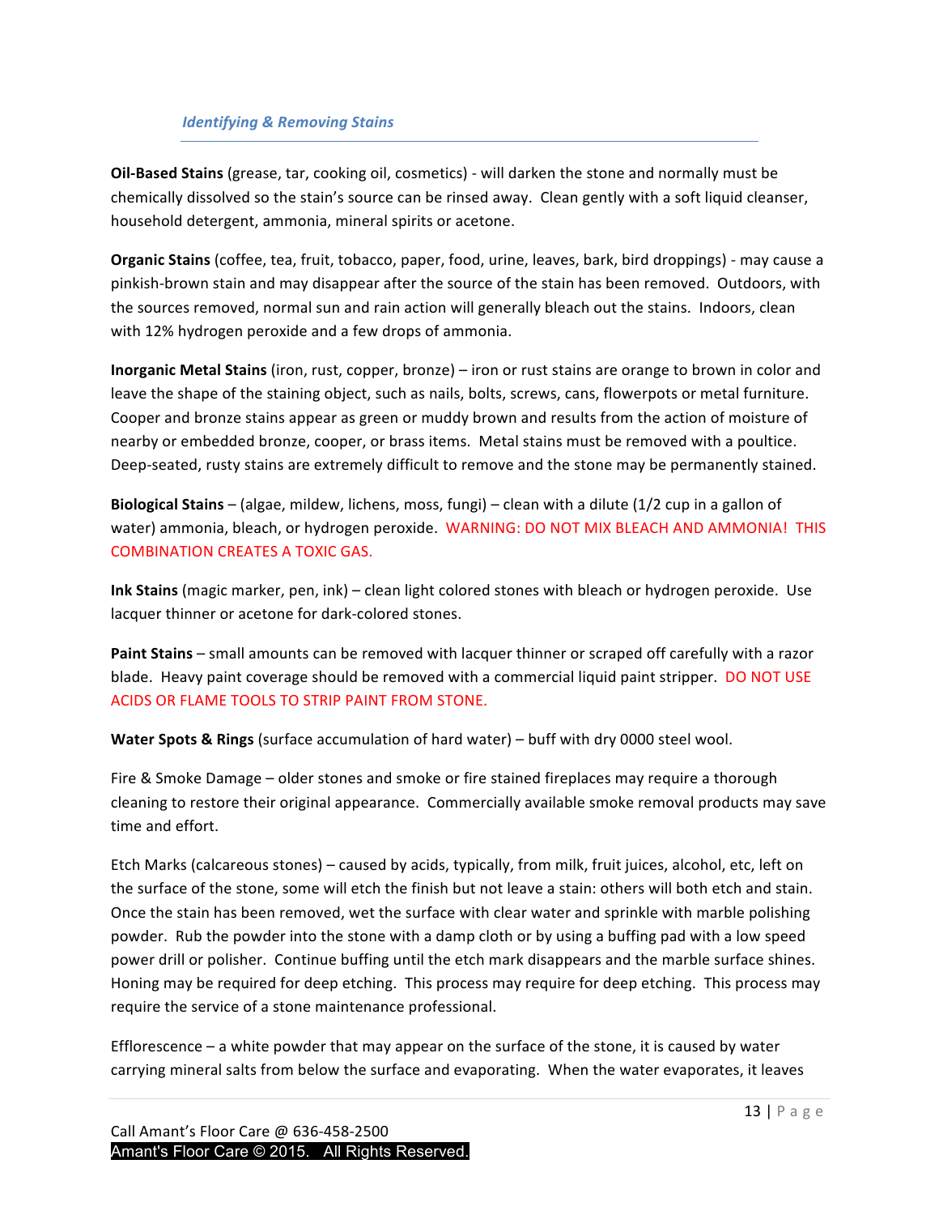### *Identifying & Removing Stains*

**Oil-Based Stains** (grease, tar, cooking oil, cosmetics) - will darken the stone and normally must be chemically dissolved so the stain's source can be rinsed away. Clean gently with a soft liquid cleanser, household detergent, ammonia, mineral spirits or acetone.

**Organic Stains** (coffee, tea, fruit, tobacco, paper, food, urine, leaves, bark, bird droppings) - may cause a pinkish-brown stain and may disappear after the source of the stain has been removed. Outdoors, with the sources removed, normal sun and rain action will generally bleach out the stains. Indoors, clean with 12% hydrogen peroxide and a few drops of ammonia.

**Inorganic Metal Stains** (iron, rust, copper, bronze) – iron or rust stains are orange to brown in color and leave the shape of the staining object, such as nails, bolts, screws, cans, flowerpots or metal furniture. Cooper and bronze stains appear as green or muddy brown and results from the action of moisture of nearby or embedded bronze, cooper, or brass items. Metal stains must be removed with a poultice. Deep-seated, rusty stains are extremely difficult to remove and the stone may be permanently stained.

**Biological Stains** – (algae, mildew, lichens, moss, fungi) – clean with a dilute (1/2 cup in a gallon of water) ammonia, bleach, or hydrogen peroxide. WARNING: DO NOT MIX BLEACH AND AMMONIA! THIS COMBINATION CREATES A TOXIC GAS.

**Ink Stains** (magic marker, pen, ink) – clean light colored stones with bleach or hydrogen peroxide. Use lacquer thinner or acetone for dark-colored stones.

**Paint Stains** – small amounts can be removed with lacquer thinner or scraped off carefully with a razor blade. Heavy paint coverage should be removed with a commercial liquid paint stripper. DO NOT USE ACIDS OR FLAME TOOLS TO STRIP PAINT FROM STONE.

**Water Spots & Rings** (surface accumulation of hard water) – buff with dry 0000 steel wool.

Fire & Smoke Damage – older stones and smoke or fire stained fireplaces may require a thorough cleaning to restore their original appearance. Commercially available smoke removal products may save time and effort.

Etch Marks (calcareous stones) – caused by acids, typically, from milk, fruit juices, alcohol, etc, left on the surface of the stone, some will etch the finish but not leave a stain: others will both etch and stain. Once the stain has been removed, wet the surface with clear water and sprinkle with marble polishing powder. Rub the powder into the stone with a damp cloth or by using a buffing pad with a low speed power drill or polisher. Continue buffing until the etch mark disappears and the marble surface shines. Honing may be required for deep etching. This process may require for deep etching. This process may require the service of a stone maintenance professional.

Efflorescence – a white powder that may appear on the surface of the stone, it is caused by water carrying mineral salts from below the surface and evaporating. When the water evaporates, it leaves

Call Amant's Floor Care @ 636-458-2500
Amant's Floor Care © 2015. All Rights Reserved.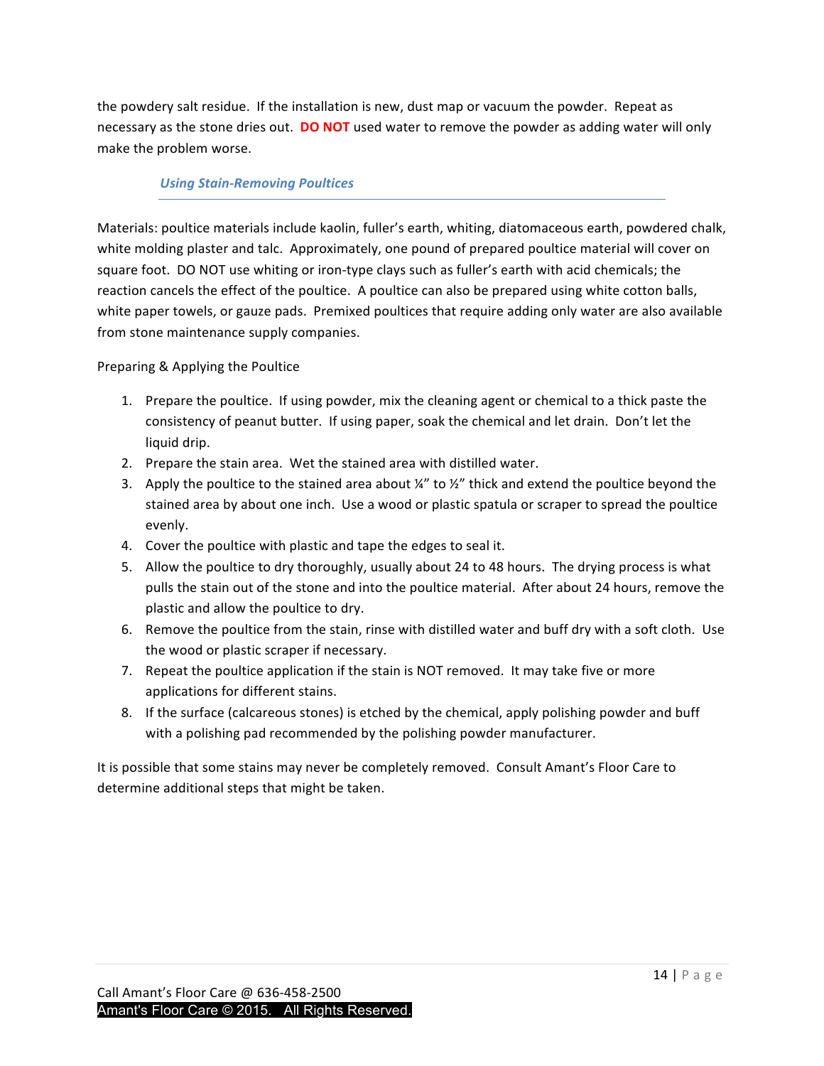the powdery salt residue. If the installation is new, dust map or vacuum the powder. Repeat as necessary as the stone dries out. **DO NOT** used water to remove the powder as adding water will only make the problem worse.

### *Using Stain-Removing Poultices*

Materials: poultice materials include kaolin, fuller's earth, whiting, diatomaceous earth, powdered chalk, white molding plaster and talc. Approximately, one pound of prepared poultice material will cover on square foot. DO NOT use whiting or iron-type clays such as fuller's earth with acid chemicals; the reaction cancels the effect of the poultice. A poultice can also be prepared using white cotton balls, white paper towels, or gauze pads. Premixed poultices that require adding only water are also available from stone maintenance supply companies.

Preparing & Applying the Poultice

1. Prepare the poultice. If using powder, mix the cleaning agent or chemical to a thick paste the consistency of peanut butter. If using paper, soak the chemical and let drain. Don't let the liquid drip.
2. Prepare the stain area. Wet the stained area with distilled water.
3. Apply the poultice to the stained area about ¼" to ½" thick and extend the poultice beyond the stained area by about one inch. Use a wood or plastic spatula or scraper to spread the poultice evenly.
4. Cover the poultice with plastic and tape the edges to seal it.
5. Allow the poultice to dry thoroughly, usually about 24 to 48 hours. The drying process is what pulls the stain out of the stone and into the poultice material. After about 24 hours, remove the plastic and allow the poultice to dry.
6. Remove the poultice from the stain, rinse with distilled water and buff dry with a soft cloth. Use the wood or plastic scraper if necessary.
7. Repeat the poultice application if the stain is NOT removed. It may take five or more applications for different stains.
8. If the surface (calcareous stones) is etched by the chemical, apply polishing powder and buff with a polishing pad recommended by the polishing powder manufacturer.

It is possible that some stains may never be completely removed. Consult Amant's Floor Care to determine additional steps that might be taken.